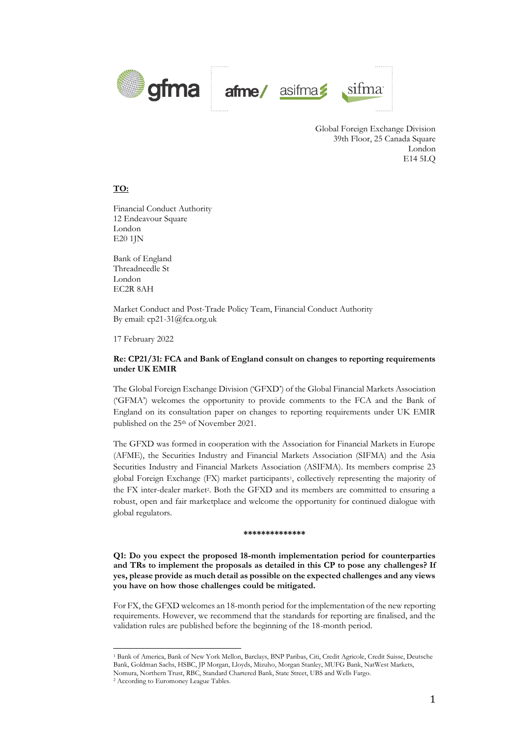Global Foreign Exchange Division
39th Floor, 25 Canada Square
London
E14 5LQ

**TO:**

Financial Conduct Authority
12 Endeavour Square
London
E20 1JN

Bank of England
Threadneedle St
London
EC2R 8AH

Market Conduct and Post-Trade Policy Team, Financial Conduct Authority
By email: cp21-31@fca.org.uk

17 February 2022

**Re: CP21/31: FCA and Bank of England consult on changes to reporting requirements under UK EMIR**

The Global Foreign Exchange Division ('GFXD') of the Global Financial Markets Association ('GFMA') welcomes the opportunity to provide comments to the FCA and the Bank of England on its consultation paper on changes to reporting requirements under UK EMIR published on the 25th of November 2021.

The GFXD was formed in cooperation with the Association for Financial Markets in Europe (AFME), the Securities Industry and Financial Markets Association (SIFMA) and the Asia Securities Industry and Financial Markets Association (ASIFMA). Its members comprise 23 global Foreign Exchange (FX) market participants[1], collectively representing the majority of the FX inter-dealer market[2]. Both the GFXD and its members are committed to ensuring a robust, open and fair marketplace and welcome the opportunity for continued dialogue with global regulators.

**************

**Q1: Do you expect the proposed 18-month implementation period for counterparties and TRs to implement the proposals as detailed in this CP to pose any challenges? If yes, please provide as much detail as possible on the expected challenges and any views you have on how those challenges could be mitigated.**

For FX, the GFXD welcomes an 18-month period for the implementation of the new reporting requirements. However, we recommend that the standards for reporting are finalised, and the validation rules are published before the beginning of the 18-month period.

---

[1] Bank of America, Bank of New York Mellon, Barclays, BNP Paribas, Citi, Credit Agricole, Credit Suisse, Deutsche Bank, Goldman Sachs, HSBC, JP Morgan, Lloyds, Mizuho, Morgan Stanley, MUFG Bank, NatWest Markets, Nomura, Northern Trust, RBC, Standard Chartered Bank, State Street, UBS and Wells Fargo.

[2] According to Euromoney League Tables.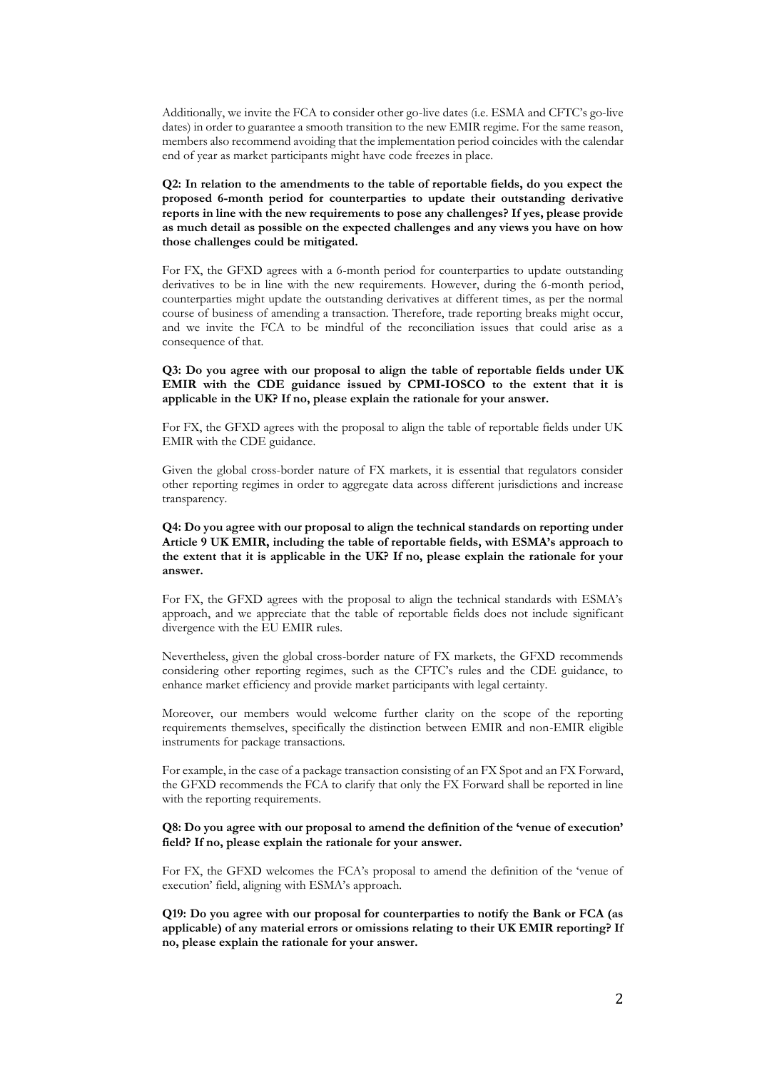Additionally, we invite the FCA to consider other go-live dates (i.e. ESMA and CFTC's go-live dates) in order to guarantee a smooth transition to the new EMIR regime. For the same reason, members also recommend avoiding that the implementation period coincides with the calendar end of year as market participants might have code freezes in place.

**Q2: In relation to the amendments to the table of reportable fields, do you expect the proposed 6-month period for counterparties to update their outstanding derivative reports in line with the new requirements to pose any challenges? If yes, please provide as much detail as possible on the expected challenges and any views you have on how those challenges could be mitigated.**

For FX, the GFXD agrees with a 6-month period for counterparties to update outstanding derivatives to be in line with the new requirements. However, during the 6-month period, counterparties might update the outstanding derivatives at different times, as per the normal course of business of amending a transaction. Therefore, trade reporting breaks might occur, and we invite the FCA to be mindful of the reconciliation issues that could arise as a consequence of that.

**Q3: Do you agree with our proposal to align the table of reportable fields under UK EMIR with the CDE guidance issued by CPMI-IOSCO to the extent that it is applicable in the UK? If no, please explain the rationale for your answer.**

For FX, the GFXD agrees with the proposal to align the table of reportable fields under UK EMIR with the CDE guidance.

Given the global cross-border nature of FX markets, it is essential that regulators consider other reporting regimes in order to aggregate data across different jurisdictions and increase transparency.

**Q4: Do you agree with our proposal to align the technical standards on reporting under Article 9 UK EMIR, including the table of reportable fields, with ESMA's approach to the extent that it is applicable in the UK? If no, please explain the rationale for your answer.**

For FX, the GFXD agrees with the proposal to align the technical standards with ESMA's approach, and we appreciate that the table of reportable fields does not include significant divergence with the EU EMIR rules.

Nevertheless, given the global cross-border nature of FX markets, the GFXD recommends considering other reporting regimes, such as the CFTC's rules and the CDE guidance, to enhance market efficiency and provide market participants with legal certainty.

Moreover, our members would welcome further clarity on the scope of the reporting requirements themselves, specifically the distinction between EMIR and non-EMIR eligible instruments for package transactions.

For example, in the case of a package transaction consisting of an FX Spot and an FX Forward, the GFXD recommends the FCA to clarify that only the FX Forward shall be reported in line with the reporting requirements.

**Q8: Do you agree with our proposal to amend the definition of the 'venue of execution' field? If no, please explain the rationale for your answer.**

For FX, the GFXD welcomes the FCA's proposal to amend the definition of the 'venue of execution' field, aligning with ESMA's approach.

**Q19: Do you agree with our proposal for counterparties to notify the Bank or FCA (as applicable) of any material errors or omissions relating to their UK EMIR reporting? If no, please explain the rationale for your answer.**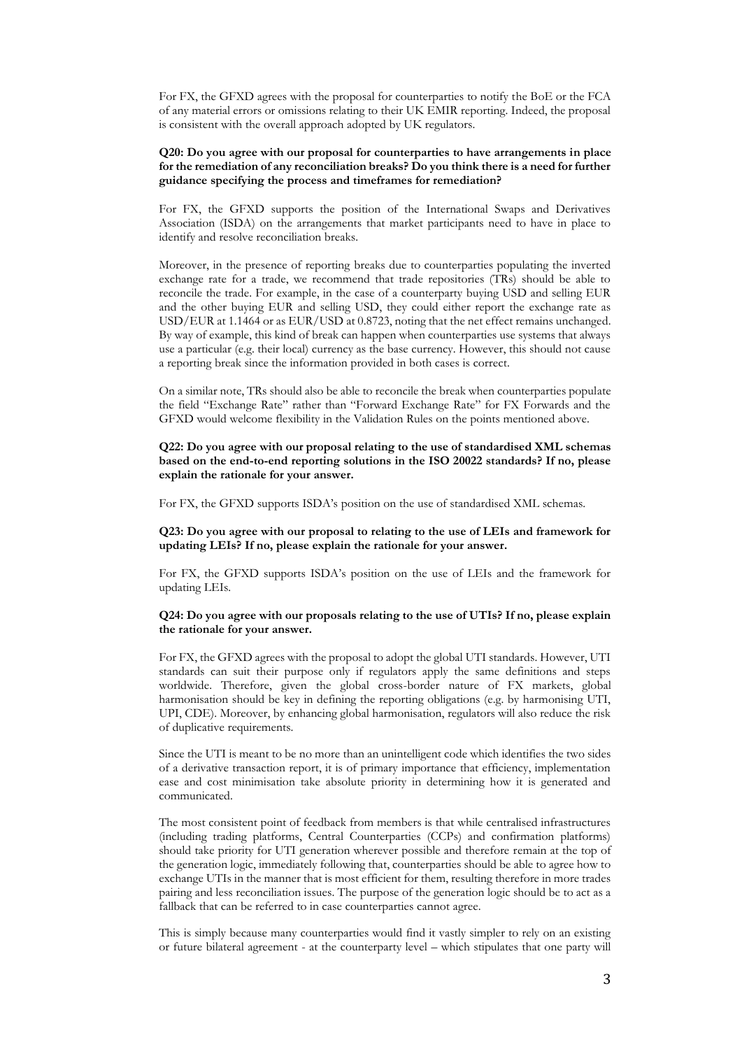For FX, the GFXD agrees with the proposal for counterparties to notify the BoE or the FCA of any material errors or omissions relating to their UK EMIR reporting. Indeed, the proposal is consistent with the overall approach adopted by UK regulators.

**Q20: Do you agree with our proposal for counterparties to have arrangements in place for the remediation of any reconciliation breaks? Do you think there is a need for further guidance specifying the process and timeframes for remediation?**

For FX, the GFXD supports the position of the International Swaps and Derivatives Association (ISDA) on the arrangements that market participants need to have in place to identify and resolve reconciliation breaks.

Moreover, in the presence of reporting breaks due to counterparties populating the inverted exchange rate for a trade, we recommend that trade repositories (TRs) should be able to reconcile the trade. For example, in the case of a counterparty buying USD and selling EUR and the other buying EUR and selling USD, they could either report the exchange rate as USD/EUR at 1.1464 or as EUR/USD at 0.8723, noting that the net effect remains unchanged. By way of example, this kind of break can happen when counterparties use systems that always use a particular (e.g. their local) currency as the base currency. However, this should not cause a reporting break since the information provided in both cases is correct.

On a similar note, TRs should also be able to reconcile the break when counterparties populate the field "Exchange Rate" rather than "Forward Exchange Rate" for FX Forwards and the GFXD would welcome flexibility in the Validation Rules on the points mentioned above.

**Q22: Do you agree with our proposal relating to the use of standardised XML schemas based on the end-to-end reporting solutions in the ISO 20022 standards? If no, please explain the rationale for your answer.**

For FX, the GFXD supports ISDA's position on the use of standardised XML schemas.

**Q23: Do you agree with our proposal to relating to the use of LEIs and framework for updating LEIs? If no, please explain the rationale for your answer.**

For FX, the GFXD supports ISDA's position on the use of LEIs and the framework for updating LEIs.

**Q24: Do you agree with our proposals relating to the use of UTIs? If no, please explain the rationale for your answer.**

For FX, the GFXD agrees with the proposal to adopt the global UTI standards. However, UTI standards can suit their purpose only if regulators apply the same definitions and steps worldwide. Therefore, given the global cross-border nature of FX markets, global harmonisation should be key in defining the reporting obligations (e.g. by harmonising UTI, UPI, CDE). Moreover, by enhancing global harmonisation, regulators will also reduce the risk of duplicative requirements.

Since the UTI is meant to be no more than an unintelligent code which identifies the two sides of a derivative transaction report, it is of primary importance that efficiency, implementation ease and cost minimisation take absolute priority in determining how it is generated and communicated.

The most consistent point of feedback from members is that while centralised infrastructures (including trading platforms, Central Counterparties (CCPs) and confirmation platforms) should take priority for UTI generation wherever possible and therefore remain at the top of the generation logic, immediately following that, counterparties should be able to agree how to exchange UTIs in the manner that is most efficient for them, resulting therefore in more trades pairing and less reconciliation issues. The purpose of the generation logic should be to act as a fallback that can be referred to in case counterparties cannot agree.

This is simply because many counterparties would find it vastly simpler to rely on an existing or future bilateral agreement - at the counterparty level – which stipulates that one party will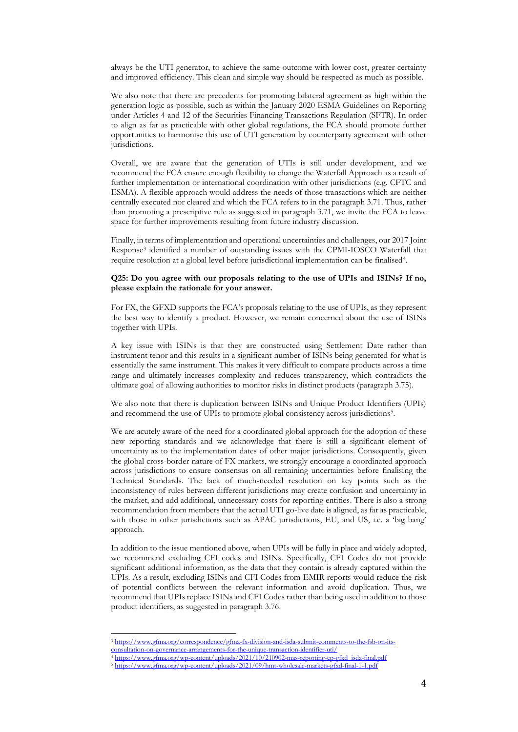always be the UTI generator, to achieve the same outcome with lower cost, greater certainty and improved efficiency. This clean and simple way should be respected as much as possible.

We also note that there are precedents for promoting bilateral agreement as high within the generation logic as possible, such as within the January 2020 ESMA Guidelines on Reporting under Articles 4 and 12 of the Securities Financing Transactions Regulation (SFTR). In order to align as far as practicable with other global regulations, the FCA should promote further opportunities to harmonise this use of UTI generation by counterparty agreement with other jurisdictions.

Overall, we are aware that the generation of UTIs is still under development, and we recommend the FCA ensure enough flexibility to change the Waterfall Approach as a result of further implementation or international coordination with other jurisdictions (e.g. CFTC and ESMA). A flexible approach would address the needs of those transactions which are neither centrally executed nor cleared and which the FCA refers to in the paragraph 3.71. Thus, rather than promoting a prescriptive rule as suggested in paragraph 3.71, we invite the FCA to leave space for further improvements resulting from future industry discussion.

Finally, in terms of implementation and operational uncertainties and challenges, our 2017 Joint Response[3] identified a number of outstanding issues with the CPMI-IOSCO Waterfall that require resolution at a global level before jurisdictional implementation can be finalised[4].

**Q25: Do you agree with our proposals relating to the use of UPIs and ISINs? If no, please explain the rationale for your answer.**

For FX, the GFXD supports the FCA's proposals relating to the use of UPIs, as they represent the best way to identify a product. However, we remain concerned about the use of ISINs together with UPIs.

A key issue with ISINs is that they are constructed using Settlement Date rather than instrument tenor and this results in a significant number of ISINs being generated for what is essentially the same instrument. This makes it very difficult to compare products across a time range and ultimately increases complexity and reduces transparency, which contradicts the ultimate goal of allowing authorities to monitor risks in distinct products (paragraph 3.75).

We also note that there is duplication between ISINs and Unique Product Identifiers (UPIs) and recommend the use of UPIs to promote global consistency across jurisdictions[5].

We are acutely aware of the need for a coordinated global approach for the adoption of these new reporting standards and we acknowledge that there is still a significant element of uncertainty as to the implementation dates of other major jurisdictions. Consequently, given the global cross-border nature of FX markets, we strongly encourage a coordinated approach across jurisdictions to ensure consensus on all remaining uncertainties before finalising the Technical Standards. The lack of much-needed resolution on key points such as the inconsistency of rules between different jurisdictions may create confusion and uncertainty in the market, and add additional, unnecessary costs for reporting entities. There is also a strong recommendation from members that the actual UTI go-live date is aligned, as far as practicable, with those in other jurisdictions such as APAC jurisdictions, EU, and US, i.e. a 'big bang' approach.

In addition to the issue mentioned above, when UPIs will be fully in place and widely adopted, we recommend excluding CFI codes and ISINs. Specifically, CFI Codes do not provide significant additional information, as the data that they contain is already captured within the UPIs. As a result, excluding ISINs and CFI Codes from EMIR reports would reduce the risk of potential conflicts between the relevant information and avoid duplication. Thus, we recommend that UPIs replace ISINs and CFI Codes rather than being used in addition to those product identifiers, as suggested in paragraph 3.76.

---

[3] https://www.gfma.org/correspondence/gfma-fx-division-and-isda-submit-comments-to-the-fsb-on-its-consultation-on-governance-arrangements-for-the-unique-transaction-identifier-uti/

[4] https://www.gfma.org/wp-content/uploads/2021/10/210902-mas-reporting-cp-gfxd_isda-final.pdf

[5] https://www.gfma.org/wp-content/uploads/2021/09/hmt-wholesale-markets-gfxd-final-1-1.pdf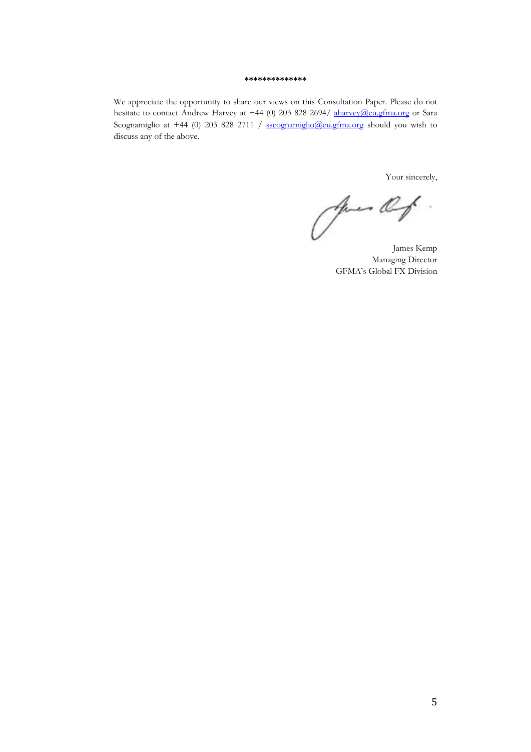**************

We appreciate the opportunity to share our views on this Consultation Paper. Please do not hesitate to contact Andrew Harvey at +44 (0) 203 828 2694/ aharvey@eu.gfma.org or Sara Scognamiglio at +44 (0) 203 828 2711 / sscognamiglio@eu.gfma.org should you wish to discuss any of the above.

Your sincerely,

James Kemp
Managing Director
GFMA's Global FX Division